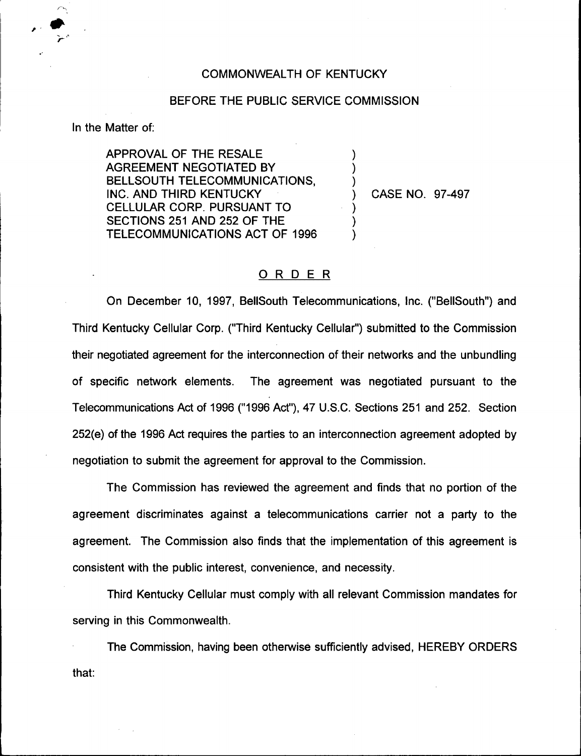COMMONWEALTH OF KENTUCKY

BEFORE THE PUBLIC SERVICE COMMISSION

In the Matter of:

APPROVAL OF THE RESALE AGREEMENT NEGOTIATED BY BELLSOUTH TELECOMMUNICATIONS, INC. AND THIRD KENTUCKY CELLULAR CORP. PURSUANT TO SECTIONS 251 AND 252 OF THE TELECOMMUNICATIONS ACT OF 1996 ) CASE NO. 97-497

## ORDER

On December 10, 1997, BellSouth Telecommunications, Inc. ("BellSouth") and Third Kentucky Cellular Corp. ("Third Kentucky Cellular") submitted to the Commission their negotiated agreement for the interconnection of their networks and the unbundling of specific network elements. The agreement was negotiated pursuant to the Telecommunications Act of 1996 ("1996 Act"), 47 U.S.C. Sections 251 and 252. Section 252(e) of the 1996 Act requires the parties to an interconnection agreement adopted by negotiation to submit the agreement for approval to the Commission.

The Commission has reviewed the agreement and finds that no portion of the agreement discriminates against a telecommunications carrier not a party to the agreement. The Commission also finds that the implementation of this agreement is consistent with the public interest, convenience, and necessity.

Third Kentucky Cellular must comply with all relevant Commission mandates for serving in this Commonwealth.

The Commission, having been otherwise sufficiently advised, HEREBY ORDERS that: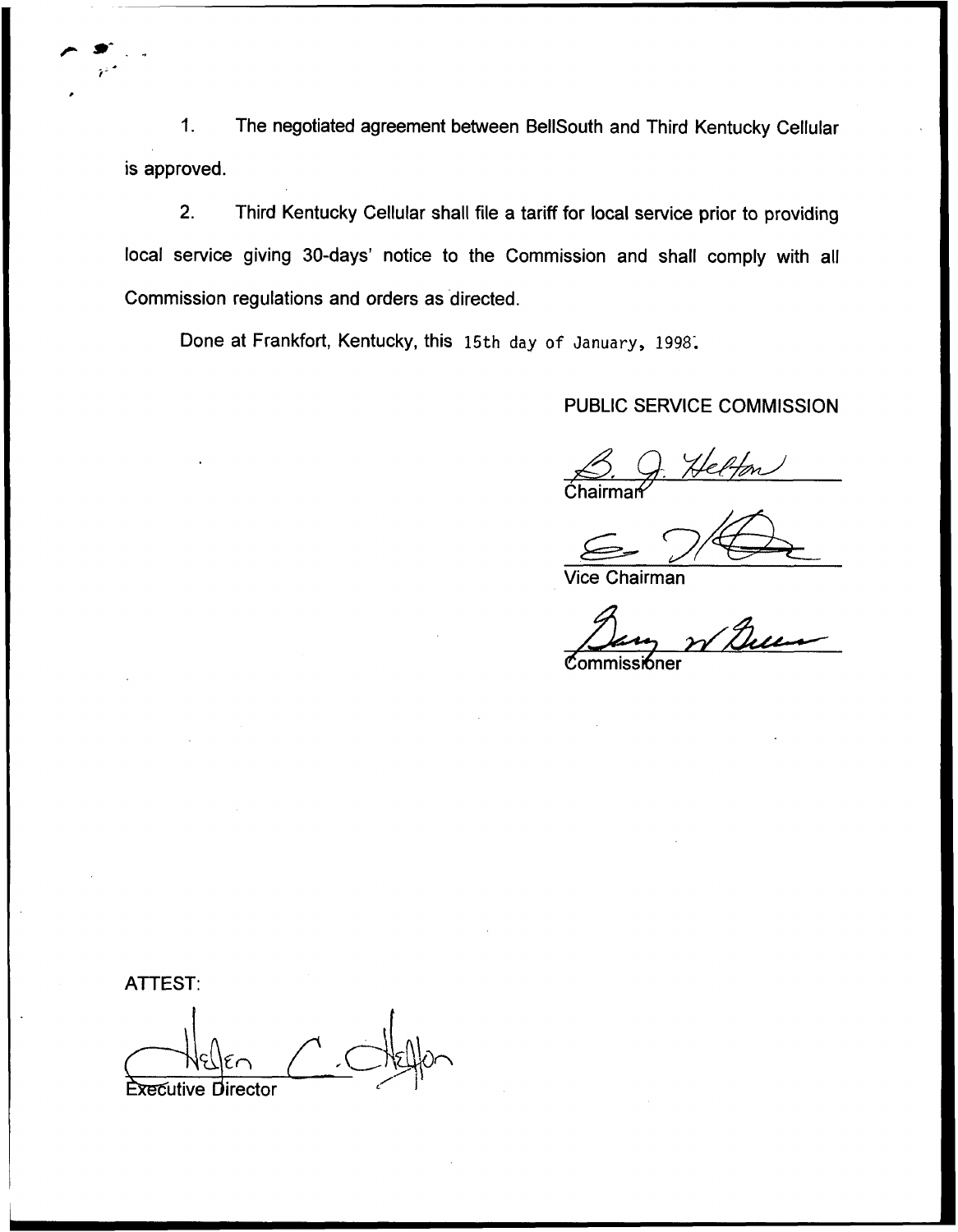1. The negotiated agreement between BellSouth and Third Kentucky Cellular is approved.

2. Third Kentucky Cellular shall file a tariff for local service prior to providing local service giving 30-days' notice to the Commission and shall comply with all Commission regulations and orders as directed.

Done at Frankfort, Kentucky, this 15th day of January, 1998.

PUBLIC SERVICE COMMISSION

Chairman

Vice Chairman

Commissioner

ATTEST:

Executive Director